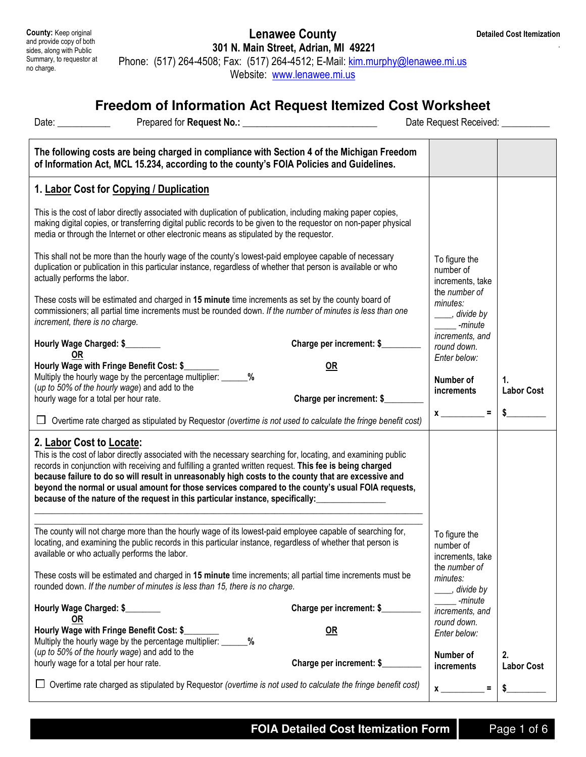**County:** Keep original and provide copy of both sides, along with Public Summary, to requestor at no charge.

# Lenawee County

**301 N. Main Street, Adrian, MI 49221**
Phone: (517) 264-4508; Fax: (517) 264-4512; E-Mail: kim.murphy@lenawee.mi.us
Website: www.lenawee.mi.us

**Detailed Cost Itemization**

## Freedom of Information Act Request Itemized Cost Worksheet

Date: ___________ Prepared for **Request No.:** ___________________________ Date Request Received: __________

**The following costs are being charged in compliance with Section 4 of the Michigan Freedom of Information Act, MCL 15.234, according to the county's FOIA Policies and Guidelines.**

### 1. Labor Cost for Copying / Duplication

This is the cost of labor directly associated with duplication of publication, including making paper copies, making digital copies, or transferring digital public records to be given to the requestor on non-paper physical media or through the Internet or other electronic means as stipulated by the requestor.

This shall not be more than the hourly wage of the county's lowest-paid employee capable of necessary duplication or publication in this particular instance, regardless of whether that person is available or who actually performs the labor.

These costs will be estimated and charged in **15 minute** time increments as set by the county board of commissioners; all partial time increments must be rounded down. *If the number of minutes is less than one increment, there is no charge.*

**Hourly Wage Charged: $**________ **Charge per increment: $**________

**OR** **OR**

**Hourly Wage with Fringe Benefit Cost: $**________
Multiply the hourly wage by the percentage multiplier: ______%
(*up to 50% of the hourly wage*) and add to the hourly wage for a total per hour rate. **Charge per increment: $**________

☐ Overtime rate charged as stipulated by Requestor *(overtime is not used to calculate the fringe benefit cost)*

*To figure the number of increments, take the number of minutes:* ____*, divide by* _____ *-minute increments, and round down. Enter below:*

**Number of increments** x __________ = **1. Labor Cost** $_________

### 2. Labor Cost to Locate:

This is the cost of labor directly associated with the necessary searching for, locating, and examining public records in conjunction with receiving and fulfilling a granted written request. **This fee is being charged because failure to do so will result in unreasonably high costs to the county that are excessive and beyond the normal or usual amount for those services compared to the county's usual FOIA requests, because of the nature of the request in this particular instance, specifically:**_______________

______________________________________________________________________________

______________________________________________________________________________

The county will not charge more than the hourly wage of its lowest-paid employee capable of searching for, locating, and examining the public records in this particular instance, regardless of whether that person is available or who actually performs the labor.

These costs will be estimated and charged in **15 minute** time increments; all partial time increments must be rounded down. *If the number of minutes is less than 15, there is no charge.*

**Hourly Wage Charged: $**________ **Charge per increment: $**________

**OR** **OR**

**Hourly Wage with Fringe Benefit Cost: $**________
Multiply the hourly wage by the percentage multiplier: ______%
(*up to 50% of the hourly wage*) and add to the hourly wage for a total per hour rate. **Charge per increment: $**________

☐ Overtime rate charged as stipulated by Requestor *(overtime is not used to calculate the fringe benefit cost)*

*To figure the number of increments, take the number of minutes:* ____*, divide by* _____ *-minute increments, and round down. Enter below:*

**Number of increments** x __________ = **2. Labor Cost** $_________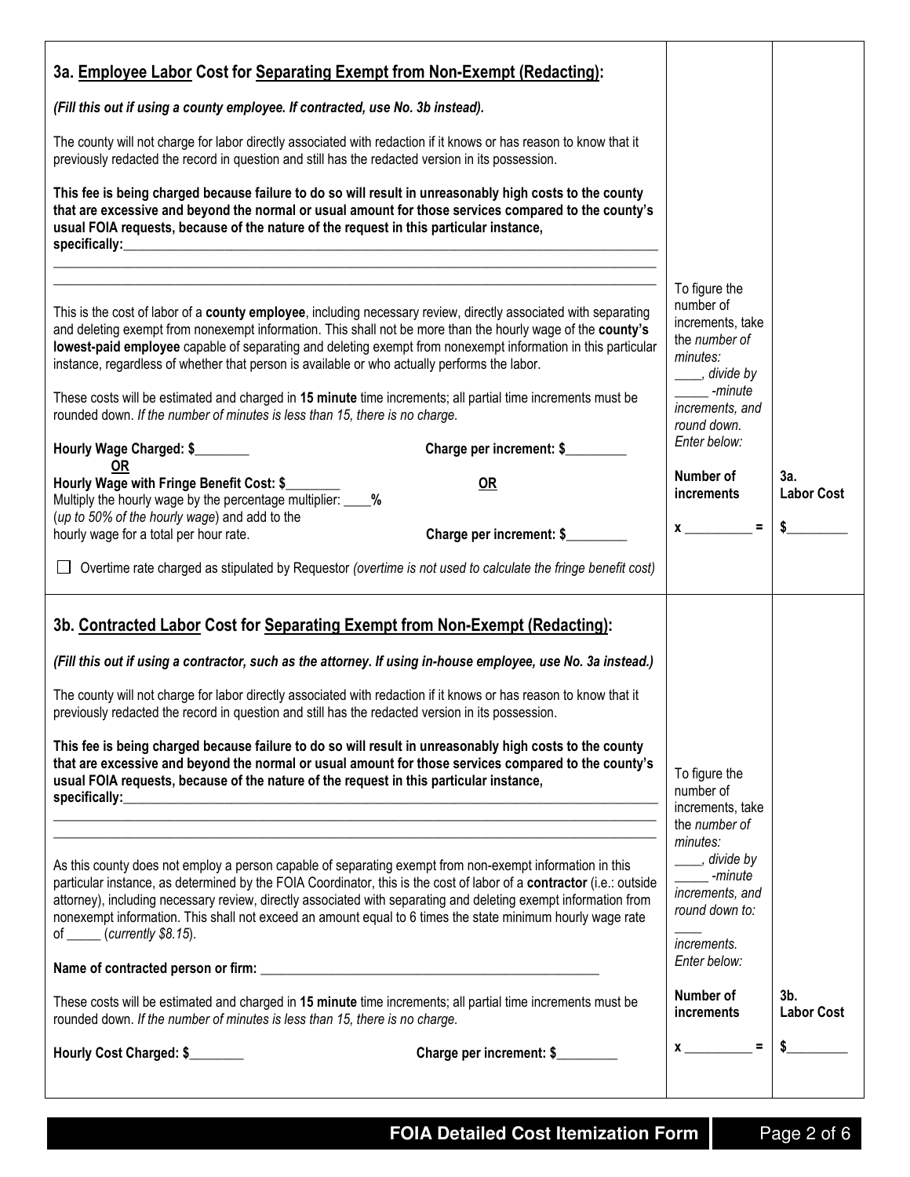## 3a. Employee Labor Cost for Separating Exempt from Non-Exempt (Redacting):

***(Fill this out if using a county employee. If contracted, use No. 3b instead).***

The county will not charge for labor directly associated with redaction if it knows or has reason to know that it previously redacted the record in question and still has the redacted version in its possession.

**This fee is being charged because failure to do so will result in unreasonably high costs to the county that are excessive and beyond the normal or usual amount for those services compared to the county's usual FOIA requests, because of the nature of the request in this particular instance, specifically:**\_\_\_\_\_\_\_\_\_\_\_\_\_\_\_\_\_\_\_\_\_\_\_\_\_\_\_\_\_\_\_\_\_\_\_\_\_\_\_\_\_\_\_\_\_\_\_\_\_\_\_\_

\_\_\_\_\_\_\_\_\_\_\_\_\_\_\_\_\_\_\_\_\_\_\_\_\_\_\_\_\_\_\_\_\_\_\_\_\_\_\_\_\_\_\_\_\_\_\_\_\_\_\_\_\_\_\_\_\_\_\_\_\_\_\_\_\_\_\_\_\_\_\_\_

\_\_\_\_\_\_\_\_\_\_\_\_\_\_\_\_\_\_\_\_\_\_\_\_\_\_\_\_\_\_\_\_\_\_\_\_\_\_\_\_\_\_\_\_\_\_\_\_\_\_\_\_\_\_\_\_\_\_\_\_\_\_\_\_\_\_\_\_\_\_\_\_

This is the cost of labor of a **county employee**, including necessary review, directly associated with separating and deleting exempt from nonexempt information. This shall not be more than the hourly wage of the **county's lowest-paid employee** capable of separating and deleting exempt from nonexempt information in this particular instance, regardless of whether that person is available or who actually performs the labor.

These costs will be estimated and charged in **15 minute** time increments; all partial time increments must be rounded down. *If the number of minutes is less than 15, there is no charge.*

**Hourly Wage Charged: $\_\_\_\_\_\_\_\_** **Charge per increment: $\_\_\_\_\_\_\_\_\_**

**OR**

**Hourly Wage with Fringe Benefit Cost: $\_\_\_\_\_\_\_\_** **OR**
Multiply the hourly wage by the percentage multiplier: \_\_\_\_**%**
(*up to 50% of the hourly wage*) and add to the hourly wage for a total per hour rate. **Charge per increment: $\_\_\_\_\_\_\_\_\_**

☐ Overtime rate charged as stipulated by Requestor *(overtime is not used to calculate the fringe benefit cost)*

To figure the number of increments, take the *number of minutes:* \_\_\_\_, *divide by* \_\_\_\_\_ *-minute increments, and round down. Enter below:*

| Number of increments | 3a. Labor Cost |
|---|---|
| x \_\_\_\_\_\_\_\_\_\_ = | $\_\_\_\_\_\_\_\_\_ |

## 3b. Contracted Labor Cost for Separating Exempt from Non-Exempt (Redacting):

***(Fill this out if using a contractor, such as the attorney. If using in-house employee, use No. 3a instead.)***

The county will not charge for labor directly associated with redaction if it knows or has reason to know that it previously redacted the record in question and still has the redacted version in its possession.

**This fee is being charged because failure to do so will result in unreasonably high costs to the county that are excessive and beyond the normal or usual amount for those services compared to the county's usual FOIA requests, because of the nature of the request in this particular instance, specifically:**\_\_\_\_\_\_\_\_\_\_\_\_\_\_\_\_\_\_\_\_\_\_\_\_\_\_\_\_\_\_\_\_\_\_\_\_\_\_\_\_\_\_\_\_\_\_\_\_\_\_\_\_

\_\_\_\_\_\_\_\_\_\_\_\_\_\_\_\_\_\_\_\_\_\_\_\_\_\_\_\_\_\_\_\_\_\_\_\_\_\_\_\_\_\_\_\_\_\_\_\_\_\_\_\_\_\_\_\_\_\_\_\_\_\_\_\_\_\_\_\_\_\_\_\_

\_\_\_\_\_\_\_\_\_\_\_\_\_\_\_\_\_\_\_\_\_\_\_\_\_\_\_\_\_\_\_\_\_\_\_\_\_\_\_\_\_\_\_\_\_\_\_\_\_\_\_\_\_\_\_\_\_\_\_\_\_\_\_\_\_\_\_\_\_\_\_\_

As this county does not employ a person capable of separating exempt from non-exempt information in this particular instance, as determined by the FOIA Coordinator, this is the cost of labor of a **contractor** (i.e.: outside attorney), including necessary review, directly associated with separating and deleting exempt information from nonexempt information. This shall not exceed an amount equal to 6 times the state minimum hourly wage rate of \_\_\_\_\_ (*currently $8.15*).

**Name of contracted person or firm:** \_\_\_\_\_\_\_\_\_\_\_\_\_\_\_\_\_\_\_\_\_\_\_\_\_\_\_\_\_\_\_\_\_\_\_\_\_\_\_\_\_\_\_\_\_\_\_\_\_\_

These costs will be estimated and charged in **15 minute** time increments; all partial time increments must be rounded down. *If the number of minutes is less than 15, there is no charge.*

**Hourly Cost Charged: $\_\_\_\_\_\_\_\_** **Charge per increment: $\_\_\_\_\_\_\_\_\_**

To figure the number of increments, take the *number of minutes:* \_\_\_\_, *divide by* \_\_\_\_\_ *-minute increments, and round down to:* \_\_\_\_ *increments. Enter below:*

| Number of increments | 3b. Labor Cost |
|---|---|
| x \_\_\_\_\_\_\_\_\_\_ = | $\_\_\_\_\_\_\_\_\_ |

**FOIA Detailed Cost Itemization Form**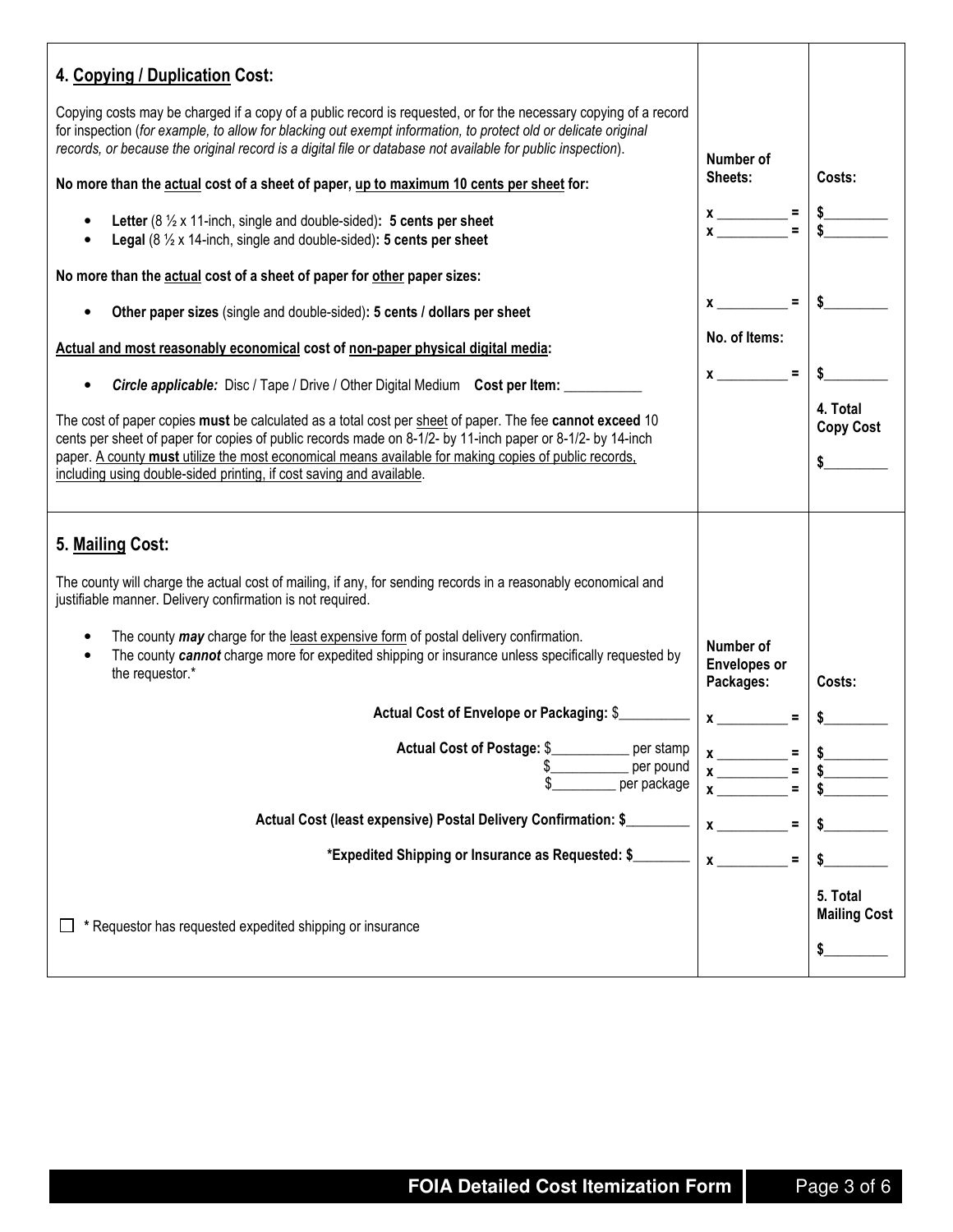## 4. Copying / Duplication Cost:

Copying costs may be charged if a copy of a public record is requested, or for the necessary copying of a record for inspection (*for example, to allow for blacking out exempt information, to protect old or delicate original records, or because the original record is a digital file or database not available for public inspection*).

| | Number of Sheets: | Costs: |
|---|---|---|
| **No more than the actual cost of a sheet of paper, up to maximum 10 cents per sheet for:** | | |
| • **Letter** (8 ½ x 11-inch, single and double-sided)**: 5 cents per sheet** | x __________ = | $_________ |
| • **Legal** (8 ½ x 14-inch, single and double-sided)**: 5 cents per sheet** | x __________ = | $_________ |
| **No more than the actual cost of a sheet of paper for other paper sizes:** | | |
| • **Other paper sizes** (single and double-sided)**: 5 cents / dollars per sheet** | x __________ = | $_________ |
| **Actual and most reasonably economical cost of non-paper physical digital media:** | No. of Items: | |
| • ***Circle applicable:*** Disc / Tape / Drive / Other Digital Medium **Cost per Item:** ___________ | x __________ = | $_________ |
| The cost of paper copies **must** be calculated as a total cost per sheet of paper. The fee **cannot exceed** 10 cents per sheet of paper for copies of public records made on 8-1/2- by 11-inch paper or 8-1/2- by 14-inch paper. A county **must** utilize the most economical means available for making copies of public records, including using double-sided printing, if cost saving and available. | | **4. Total Copy Cost** $_________ |

## 5. Mailing Cost:

The county will charge the actual cost of mailing, if any, for sending records in a reasonably economical and justifiable manner. Delivery confirmation is not required.

- The county ***may*** charge for the least expensive form of postal delivery confirmation.
- The county ***cannot*** charge more for expedited shipping or insurance unless specifically requested by the requestor.*

| | Number of Envelopes or Packages: | Costs: |
|---|---|---|
| **Actual Cost of Envelope or Packaging:** $__________ | x __________ = | $_________ |
| **Actual Cost of Postage:** $___________ per stamp | x __________ = | $_________ |
| $___________ per pound | x __________ = | $_________ |
| $_________ per package | x __________ = | $_________ |
| **Actual Cost (least expensive) Postal Delivery Confirmation:** $_________ | x __________ = | $_________ |
| ***Expedited Shipping or Insurance as Requested:** $________ | x __________ = | $_________ |
| ☐ * Requestor has requested expedited shipping or insurance | | **5. Total Mailing Cost** $_________ |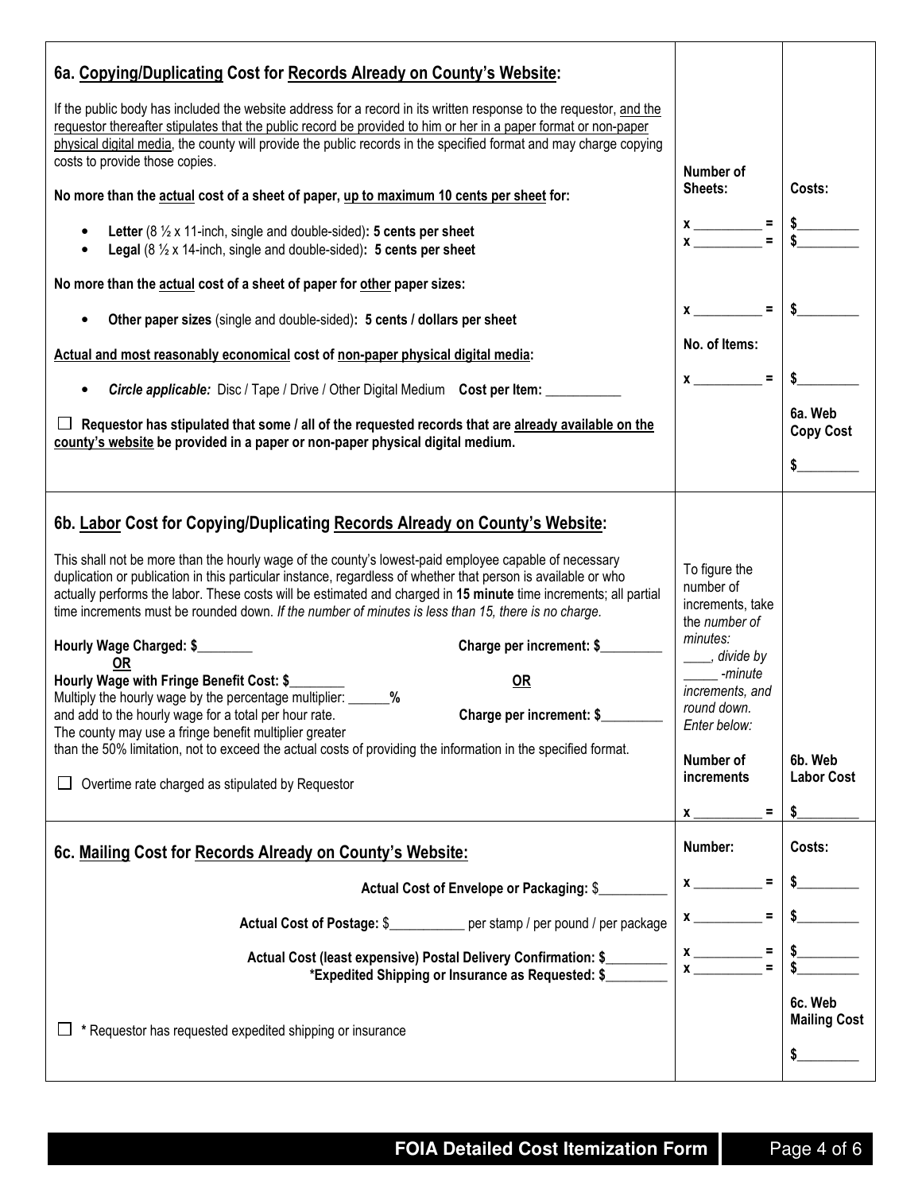## 6a. <u>Copying/Duplicating</u> Cost for <u>Records Already on County's Website</u>:

If the public body has included the website address for a record in its written response to the requestor, <u>and the requestor thereafter stipulates that the public record be provided to him or her in a paper format or non-paper physical digital media</u>, the county will provide the public records in the specified format and may charge copying costs to provide those copies.

**No more than the <u>actual</u> cost of a sheet of paper, <u>up to maximum 10 cents per sheet</u> for:**

| | Number of Sheets: | Costs: |
|---|---|---|
| • **Letter** (8 ½ x 11-inch, single and double-sided)**: 5 cents per sheet** | x __________ = | $_________ |
| • **Legal** (8 ½ x 14-inch, single and double-sided)**: 5 cents per sheet** | x __________ = | $_________ |

**No more than the <u>actual</u> cost of a sheet of paper for <u>other</u> paper sizes:**

| | | |
|---|---|---|
| • **Other paper sizes** (single and double-sided)**: 5 cents / dollars per sheet** | x __________ = | $_________ |

**<u>Actual and most reasonably economical</u> cost of <u>non-paper physical digital media</u>:**

| | No. of Items: | |
|---|---|---|
| • ***Circle applicable:*** Disc / Tape / Drive / Other Digital Medium **Cost per Item:** ___________ | x __________ = | $_________ |

☐ **Requestor has stipulated that some / all of the requested records that are <u>already available on the county's website</u> be provided in a paper or non-paper physical digital medium.**

**6a. Web Copy Cost** $_________

## 6b. <u>Labor</u> Cost for Copying/Duplicating <u>Records Already on County's Website</u>:

This shall not be more than the hourly wage of the county's lowest-paid employee capable of necessary duplication or publication in this particular instance, regardless of whether that person is available or who actually performs the labor. These costs will be estimated and charged in **15 minute** time increments; all partial time increments must be rounded down. *If the number of minutes is less than 15, there is no charge.*

**Hourly Wage Charged: $________** **Charge per increment: $_________**

**<u>OR</u>** **<u>OR</u>**

**Hourly Wage with Fringe Benefit Cost: $________**
Multiply the hourly wage by the percentage multiplier: ______**%**
and add to the hourly wage for a total per hour rate. **Charge per increment: $_________**
The county may use a fringe benefit multiplier greater than the 50% limitation, not to exceed the actual costs of providing the information in the specified format.

☐ Overtime rate charged as stipulated by Requestor

To figure the number of increments, take the *number of minutes:* ____, *divide by* _____ *-minute increments, and round down. Enter below:*

| Number of increments | 6b. Web Labor Cost |
|---|---|
| x __________ = | $_________ |

## 6c. <u>Mailing</u> Cost for <u>Records Already on County's Website</u>:

| | Number: | Costs: |
|---|---|---|
| **Actual Cost of Envelope or Packaging:** $__________ | x __________ = | $_________ |
| **Actual Cost of Postage:** $___________ per stamp / per pound / per package | x __________ = | $_________ |
| **Actual Cost (least expensive) Postal Delivery Confirmation: $_________** | x __________ = | $_________ |
| ***Expedited Shipping or Insurance as Requested: $_________** | x __________ = | $_________ |

☐ * Requestor has requested expedited shipping or insurance

**6c. Web Mailing Cost** $_________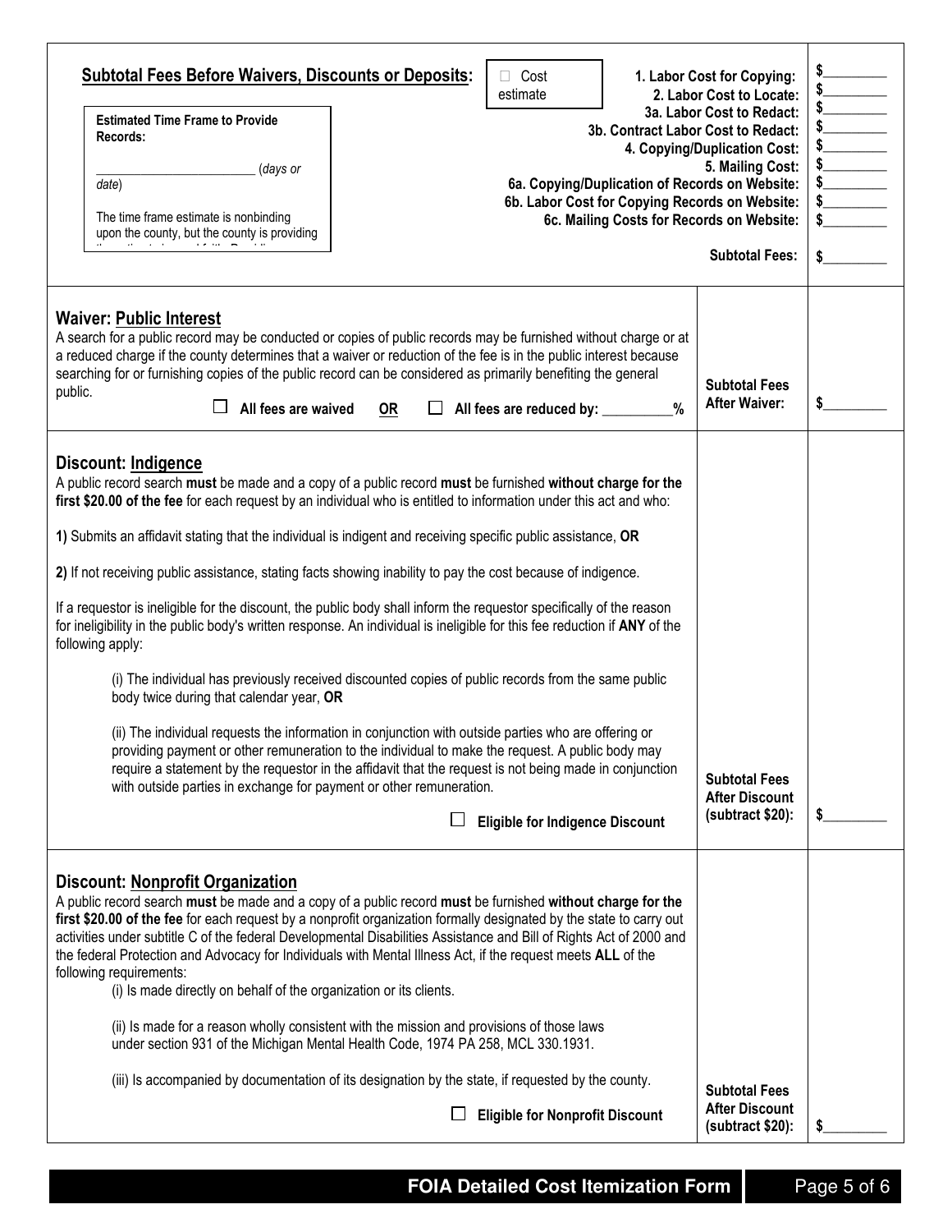**Subtotal Fees Before Waivers, Discounts or Deposits:**

☐ Cost estimate

**Estimated Time Frame to Provide Records:**

________________________ (*days or date*)

The time frame estimate is nonbinding upon the county, but the county is providing

| | |
|---|---|
| **1. Labor Cost for Copying:** | $_________ |
| **2. Labor Cost to Locate:** | $_________ |
| **3a. Labor Cost to Redact:** | $_________ |
| **3b. Contract Labor Cost to Redact:** | $_________ |
| **4. Copying/Duplication Cost:** | $_________ |
| **5. Mailing Cost:** | $_________ |
| **6a. Copying/Duplication of Records on Website:** | $_________ |
| **6b. Labor Cost for Copying Records on Website:** | $_________ |
| **6c. Mailing Costs for Records on Website:** | $_________ |
| **Subtotal Fees:** | $_________ |

## Waiver: Public Interest

A search for a public record may be conducted or copies of public records may be furnished without charge or at a reduced charge if the county determines that a waiver or reduction of the fee is in the public interest because searching for or furnishing copies of the public record can be considered as primarily benefiting the general public.

☐ **All fees are waived** **OR** ☐ **All fees are reduced by: __________%**

**Subtotal Fees After Waiver:** $_________

## Discount: Indigence

A public record search **must** be made and a copy of a public record **must** be furnished **without charge for the first $20.00 of the fee** for each request by an individual who is entitled to information under this act and who:

**1)** Submits an affidavit stating that the individual is indigent and receiving specific public assistance, **OR**

**2)** If not receiving public assistance, stating facts showing inability to pay the cost because of indigence.

If a requestor is ineligible for the discount, the public body shall inform the requestor specifically of the reason for ineligibility in the public body's written response. An individual is ineligible for this fee reduction if **ANY** of the following apply:

(i) The individual has previously received discounted copies of public records from the same public body twice during that calendar year, **OR**

(ii) The individual requests the information in conjunction with outside parties who are offering or providing payment or other remuneration to the individual to make the request. A public body may require a statement by the requestor in the affidavit that the request is not being made in conjunction with outside parties in exchange for payment or other remuneration.

☐ **Eligible for Indigence Discount**

**Subtotal Fees After Discount (subtract $20):** $_________

## Discount: Nonprofit Organization

A public record search **must** be made and a copy of a public record **must** be furnished **without charge for the first $20.00 of the fee** for each request by a nonprofit organization formally designated by the state to carry out activities under subtitle C of the federal Developmental Disabilities Assistance and Bill of Rights Act of 2000 and the federal Protection and Advocacy for Individuals with Mental Illness Act, if the request meets **ALL** of the following requirements:

(i) Is made directly on behalf of the organization or its clients.

(ii) Is made for a reason wholly consistent with the mission and provisions of those laws under section 931 of the Michigan Mental Health Code, 1974 PA 258, MCL 330.1931.

(iii) Is accompanied by documentation of its designation by the state, if requested by the county.

☐ **Eligible for Nonprofit Discount**

**Subtotal Fees After Discount (subtract $20):** $_________

**FOIA Detailed Cost Itemization Form**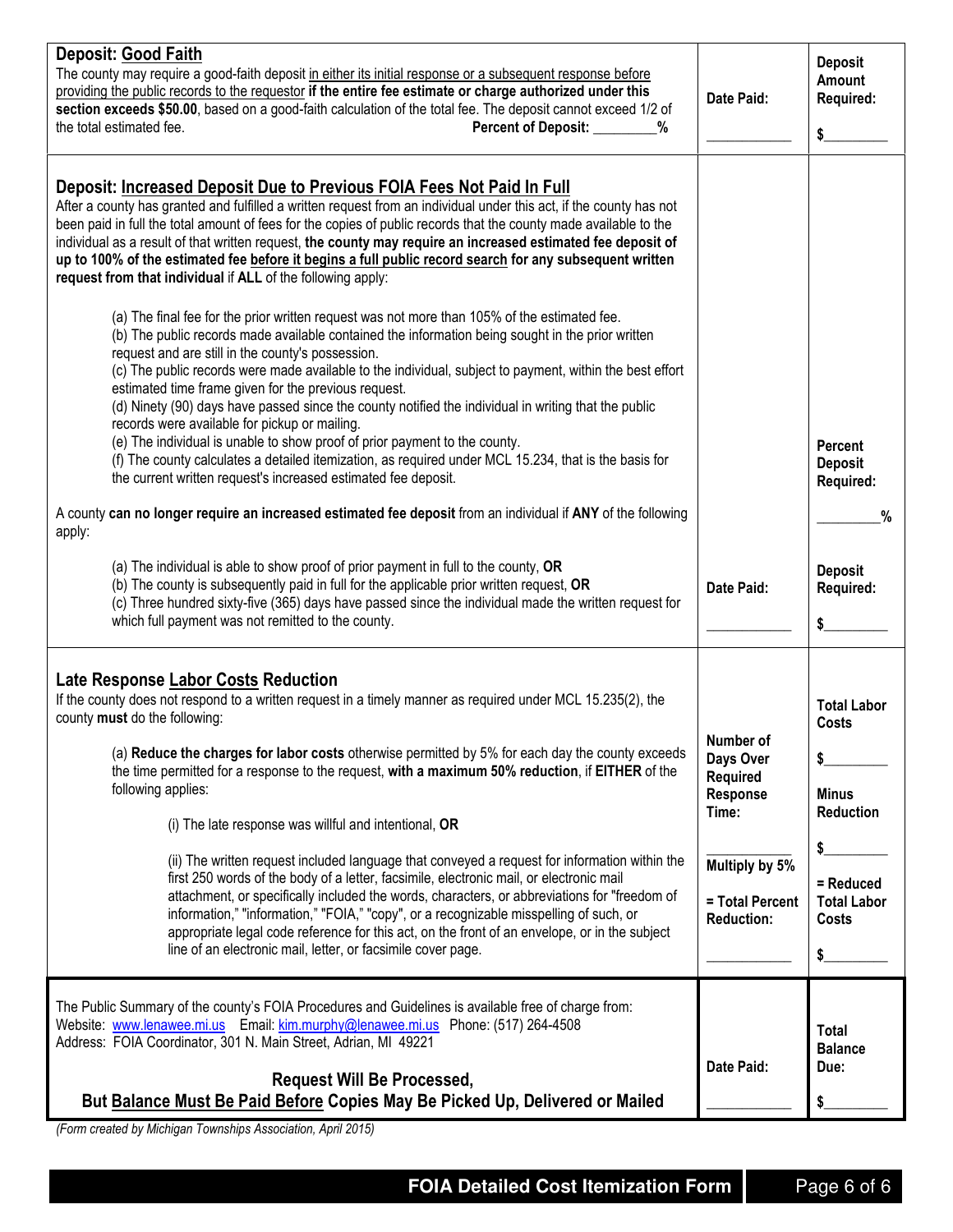| | | |
|---|---|---|
| **Deposit: Good Faith**<br>The county may require a good-faith deposit in either its initial response or a subsequent response before providing the public records to the requestor **if the entire fee estimate or charge authorized under this section exceeds $50.00**, based on a good-faith calculation of the total fee. The deposit cannot exceed 1/2 of the total estimated fee. **Percent of Deposit: _________%** | **Date Paid:**<br>____________ | **Deposit Amount Required:**<br>**$_________** |
| **Deposit: Increased Deposit Due to Previous FOIA Fees Not Paid In Full**<br>After a county has granted and fulfilled a written request from an individual under this act, if the county has not been paid in full the total amount of fees for the copies of public records that the county made available to the individual as a result of that written request, **the county may require an increased estimated fee deposit of up to 100% of the estimated fee before it begins a full public record search for any subsequent written request from that individual** if **ALL** of the following apply:<br><br>(a) The final fee for the prior written request was not more than 105% of the estimated fee.<br>(b) The public records made available contained the information being sought in the prior written request and are still in the county's possession.<br>(c) The public records were made available to the individual, subject to payment, within the best effort estimated time frame given for the previous request.<br>(d) Ninety (90) days have passed since the county notified the individual in writing that the public records were available for pickup or mailing.<br>(e) The individual is unable to show proof of prior payment to the county.<br>(f) The county calculates a detailed itemization, as required under MCL 15.234, that is the basis for the current written request's increased estimated fee deposit.<br><br>A county **can no longer require an increased estimated fee deposit** from an individual if **ANY** of the following apply:<br><br>(a) The individual is able to show proof of prior payment in full to the county, **OR**<br>(b) The county is subsequently paid in full for the applicable prior written request, **OR**<br>(c) Three hundred sixty-five (365) days have passed since the individual made the written request for which full payment was not remitted to the county. | **Date Paid:**<br>____________ | **Percent Deposit Required:**<br>_________%<br><br>**Deposit Required:**<br>**$_________** |
| **Late Response Labor Costs Reduction**<br>If the county does not respond to a written request in a timely manner as required under MCL 15.235(2), the county **must** do the following:<br><br>(a) **Reduce the charges for labor costs** otherwise permitted by 5% for each day the county exceeds the time permitted for a response to the request, **with a maximum 50% reduction**, if **EITHER** of the following applies:<br><br>(i) The late response was willful and intentional, **OR**<br><br>(ii) The written request included language that conveyed a request for information within the first 250 words of the body of a letter, facsimile, electronic mail, or electronic mail attachment, or specifically included the words, characters, or abbreviations for "freedom of information," "information," "FOIA," "copy", or a recognizable misspelling of such, or appropriate legal code reference for this act, on the front of an envelope, or in the subject line of an electronic mail, letter, or facsimile cover page. | **Number of Days Over Required Response Time:**<br>____________<br>**Multiply by 5%**<br>**= Total Percent Reduction:**<br>____________ | **Total Labor Costs**<br>**$_________**<br>**Minus Reduction**<br>**$_________**<br>**= Reduced Total Labor Costs**<br>**$_________** |
| The Public Summary of the county's FOIA Procedures and Guidelines is available free of charge from:<br>Website: www.lenawee.mi.us Email: kim.murphy@lenawee.mi.us Phone: (517) 264-4508<br>Address: FOIA Coordinator, 301 N. Main Street, Adrian, MI 49221<br><br>**Request Will Be Processed, But Balance Must Be Paid Before Copies May Be Picked Up, Delivered or Mailed** | **Date Paid:**<br>____________ | **Total Balance Due:**<br>**$_________** |

*(Form created by Michigan Townships Association, April 2015)*